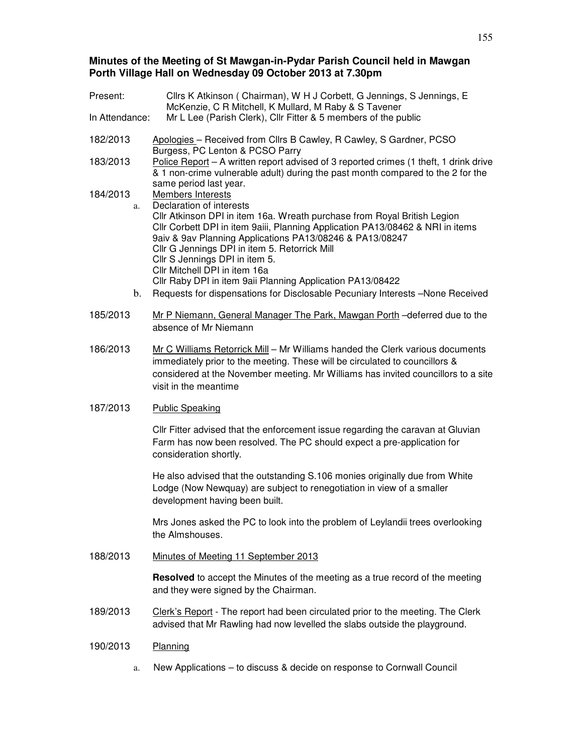**Minutes of the Meeting of St Mawgan-in-Pydar Parish Council held in Mawgan Porth Village Hall on Wednesday 09 October 2013 at 7.30pm**

Present: Cllrs K Atkinson ( Chairman), W H J Corbett, G Jennings, S Jennings, E McKenzie, C R Mitchell, K Mullard, M Raby & S Tavener

In Attendance: Mr L Lee (Parish Clerk), Cllr Fitter & 5 members of the public

182/2013 Apologies – Received from Cllrs B Cawley, R Cawley, S Gardner, PCSO Burgess, PC Lenton & PCSO Parry

183/2013 Police Report – A written report advised of 3 reported crimes (1 theft, 1 drink drive & 1 non-crime vulnerable adult) during the past month compared to the 2 for the same period last year.

184/2013 Members Interests

a. Declaration of interests
Cllr Atkinson DPI in item 16a. Wreath purchase from Royal British Legion
Cllr Corbett DPI in item 9aiii, Planning Application PA13/08462 & NRI in items 9aiv & 9av Planning Applications PA13/08246 & PA13/08247
Cllr G Jennings DPI in item 5. Retorrick Mill
Cllr S Jennings DPI in item 5.
Cllr Mitchell DPI in item 16a
Cllr Raby DPI in item 9aii Planning Application PA13/08422

b. Requests for dispensations for Disclosable Pecuniary Interests –None Received

185/2013 Mr P Niemann, General Manager The Park, Mawgan Porth –deferred due to the absence of Mr Niemann

186/2013 Mr C Williams Retorrick Mill – Mr Williams handed the Clerk various documents immediately prior to the meeting. These will be circulated to councillors & considered at the November meeting. Mr Williams has invited councillors to a site visit in the meantime

187/2013 Public Speaking

Cllr Fitter advised that the enforcement issue regarding the caravan at Gluvian Farm has now been resolved. The PC should expect a pre-application for consideration shortly.

He also advised that the outstanding S.106 monies originally due from White Lodge (Now Newquay) are subject to renegotiation in view of a smaller development having been built.

Mrs Jones asked the PC to look into the problem of Leylandii trees overlooking the Almshouses.

188/2013 Minutes of Meeting 11 September 2013

**Resolved** to accept the Minutes of the meeting as a true record of the meeting and they were signed by the Chairman.

189/2013 Clerk's Report - The report had been circulated prior to the meeting. The Clerk advised that Mr Rawling had now levelled the slabs outside the playground.

190/2013 Planning

a. New Applications – to discuss & decide on response to Cornwall Council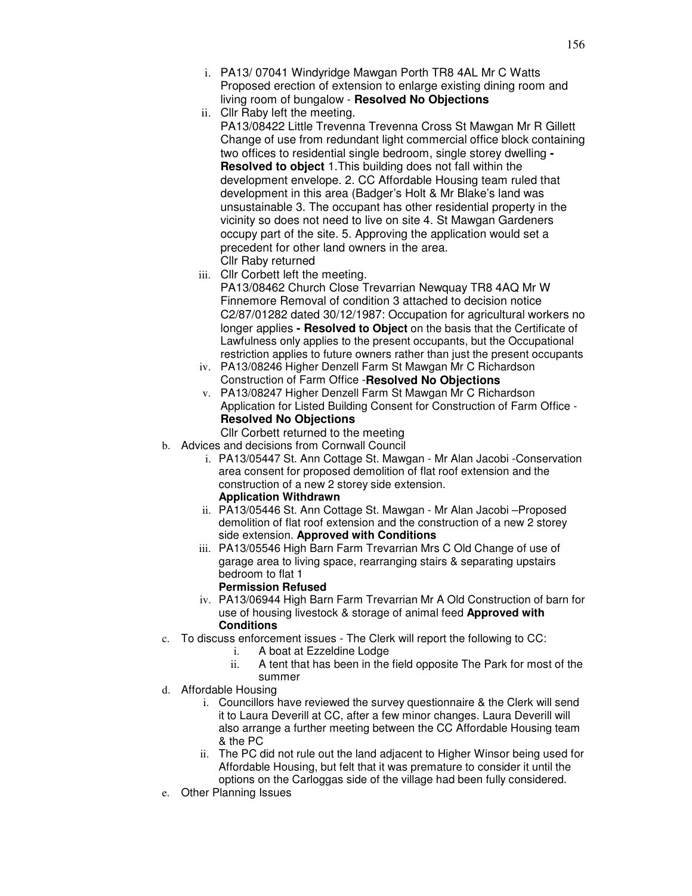i. PA13/ 07041 Windyridge Mawgan Porth TR8 4AL Mr C Watts Proposed erection of extension to enlarge existing dining room and living room of bungalow - **Resolved No Objections**

ii. Cllr Raby left the meeting.
PA13/08422 Little Trevenna Trevenna Cross St Mawgan Mr R Gillett Change of use from redundant light commercial office block containing two offices to residential single bedroom, single storey dwelling **- Resolved to object** 1.This building does not fall within the development envelope. 2. CC Affordable Housing team ruled that development in this area (Badger's Holt & Mr Blake's land was unsustainable 3. The occupant has other residential property in the vicinity so does not need to live on site 4. St Mawgan Gardeners occupy part of the site. 5. Approving the application would set a precedent for other land owners in the area.
Cllr Raby returned

iii. Cllr Corbett left the meeting.
PA13/08462 Church Close Trevarrian Newquay TR8 4AQ Mr W Finnemore Removal of condition 3 attached to decision notice C2/87/01282 dated 30/12/1987: Occupation for agricultural workers no longer applies **- Resolved to Object** on the basis that the Certificate of Lawfulness only applies to the present occupants, but the Occupational restriction applies to future owners rather than just the present occupants

iv. PA13/08246 Higher Denzell Farm St Mawgan Mr C Richardson Construction of Farm Office -**Resolved No Objections**

v. PA13/08247 Higher Denzell Farm St Mawgan Mr C Richardson Application for Listed Building Consent for Construction of Farm Office - **Resolved No Objections**
Cllr Corbett returned to the meeting

b. Advices and decisions from Cornwall Council

i. PA13/05447 St. Ann Cottage St. Mawgan - Mr Alan Jacobi -Conservation area consent for proposed demolition of flat roof extension and the construction of a new 2 storey side extension.
**Application Withdrawn**

ii. PA13/05446 St. Ann Cottage St. Mawgan - Mr Alan Jacobi –Proposed demolition of flat roof extension and the construction of a new 2 storey side extension. **Approved with Conditions**

iii. PA13/05546 High Barn Farm Trevarrian Mrs C Old Change of use of garage area to living space, rearranging stairs & separating upstairs bedroom to flat 1
**Permission Refused**

iv. PA13/06944 High Barn Farm Trevarrian Mr A Old Construction of barn for use of housing livestock & storage of animal feed **Approved with Conditions**

c. To discuss enforcement issues - The Clerk will report the following to CC:

i. A boat at Ezzeldine Lodge

ii. A tent that has been in the field opposite The Park for most of the summer

d. Affordable Housing

i. Councillors have reviewed the survey questionnaire & the Clerk will send it to Laura Deverill at CC, after a few minor changes. Laura Deverill will also arrange a further meeting between the CC Affordable Housing team & the PC

ii. The PC did not rule out the land adjacent to Higher Winsor being used for Affordable Housing, but felt that it was premature to consider it until the options on the Carloggas side of the village had been fully considered.

e. Other Planning Issues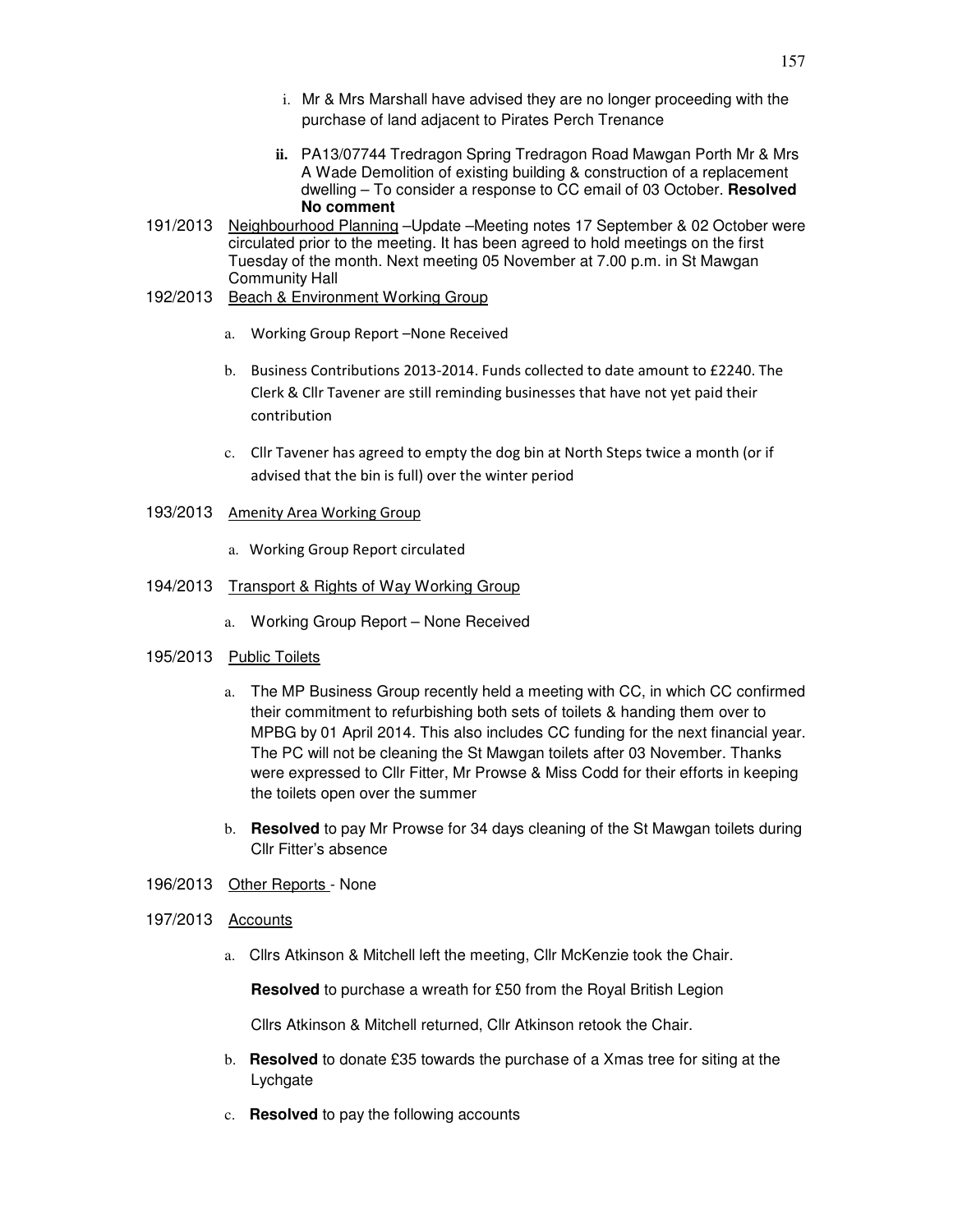i. Mr & Mrs Marshall have advised they are no longer proceeding with the purchase of land adjacent to Pirates Perch Trenance

ii. PA13/07744 Tredragon Spring Tredragon Road Mawgan Porth Mr & Mrs A Wade Demolition of existing building & construction of a replacement dwelling – To consider a response to CC email of 03 October. **Resolved No comment**

191/2013 <u>Neighbourhood Planning</u> –Update –Meeting notes 17 September & 02 October were circulated prior to the meeting. It has been agreed to hold meetings on the first Tuesday of the month. Next meeting 05 November at 7.00 p.m. in St Mawgan Community Hall

192/2013 <u>Beach & Environment Working Group</u>

a. Working Group Report –None Received

b. Business Contributions 2013-2014. Funds collected to date amount to £2240. The Clerk & Cllr Tavener are still reminding businesses that have not yet paid their contribution

c. Cllr Tavener has agreed to empty the dog bin at North Steps twice a month (or if advised that the bin is full) over the winter period

193/2013 <u>Amenity Area Working Group</u>

a. Working Group Report circulated

194/2013 <u>Transport & Rights of Way Working Group</u>

a. Working Group Report – None Received

195/2013 <u>Public Toilets</u>

a. The MP Business Group recently held a meeting with CC, in which CC confirmed their commitment to refurbishing both sets of toilets & handing them over to MPBG by 01 April 2014. This also includes CC funding for the next financial year. The PC will not be cleaning the St Mawgan toilets after 03 November. Thanks were expressed to Cllr Fitter, Mr Prowse & Miss Codd for their efforts in keeping the toilets open over the summer

b. **Resolved** to pay Mr Prowse for 34 days cleaning of the St Mawgan toilets during Cllr Fitter's absence

196/2013 <u>Other Reports</u> - None

197/2013 <u>Accounts</u>

a. Cllrs Atkinson & Mitchell left the meeting, Cllr McKenzie took the Chair.

**Resolved** to purchase a wreath for £50 from the Royal British Legion

Cllrs Atkinson & Mitchell returned, Cllr Atkinson retook the Chair.

b. **Resolved** to donate £35 towards the purchase of a Xmas tree for siting at the Lychgate

c. **Resolved** to pay the following accounts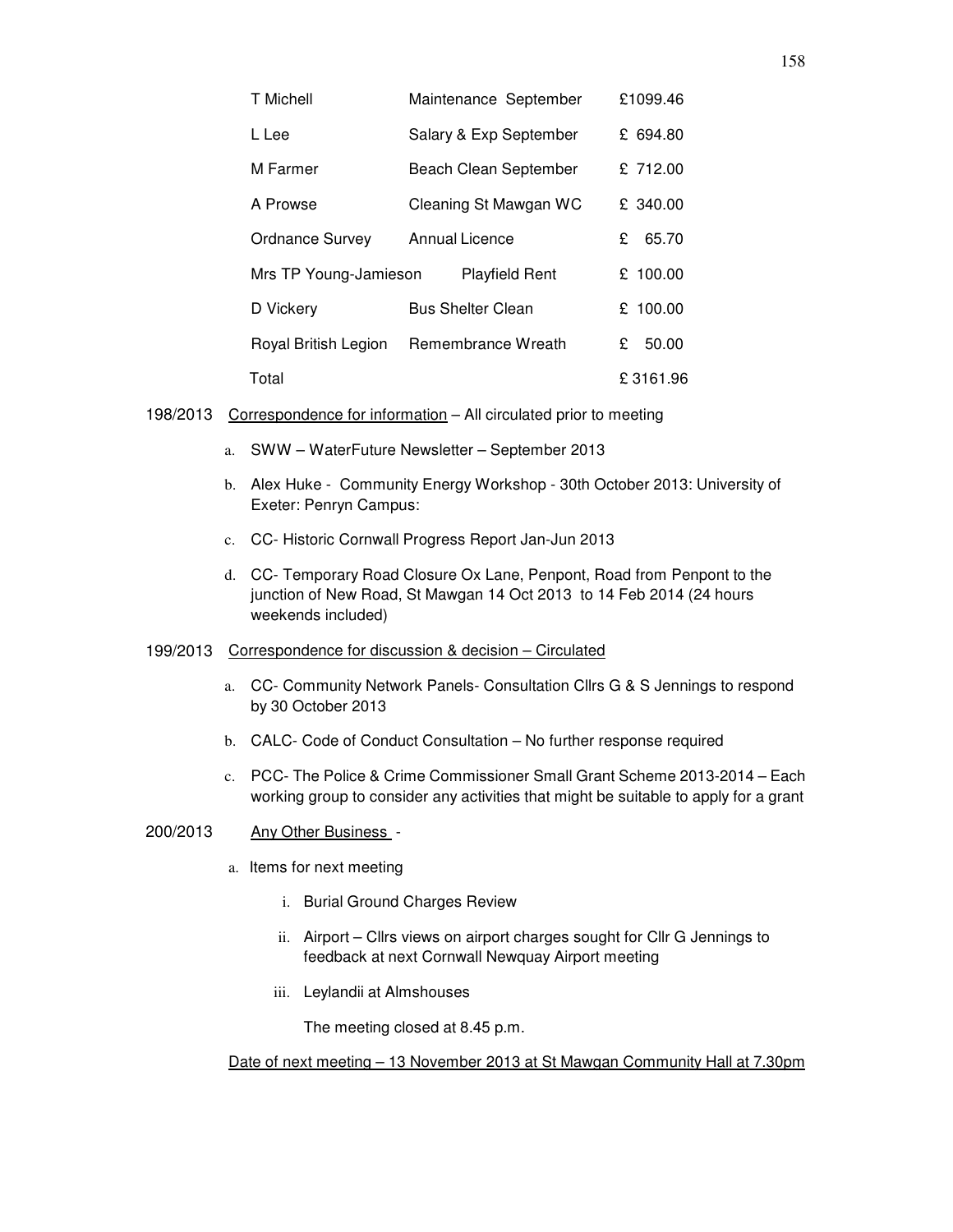| | | |
|---|---|---|
| T Michell | Maintenance September | £1099.46 |
| L Lee | Salary & Exp September | £ 694.80 |
| M Farmer | Beach Clean September | £ 712.00 |
| A Prowse | Cleaning St Mawgan WC | £ 340.00 |
| Ordnance Survey | Annual Licence | £ 65.70 |
| Mrs TP Young-Jamieson | Playfield Rent | £ 100.00 |
| D Vickery | Bus Shelter Clean | £ 100.00 |
| Royal British Legion | Remembrance Wreath | £ 50.00 |
| Total | | £ 3161.96 |

198/2013 Correspondence for information – All circulated prior to meeting

a. SWW – WaterFuture Newsletter – September 2013
b. Alex Huke - Community Energy Workshop - 30th October 2013: University of Exeter: Penryn Campus:
c. CC- Historic Cornwall Progress Report Jan-Jun 2013
d. CC- Temporary Road Closure Ox Lane, Penpont, Road from Penpont to the junction of New Road, St Mawgan 14 Oct 2013 to 14 Feb 2014 (24 hours weekends included)

199/2013 Correspondence for discussion & decision – Circulated

a. CC- Community Network Panels- Consultation Cllrs G & S Jennings to respond by 30 October 2013
b. CALC- Code of Conduct Consultation – No further response required
c. PCC- The Police & Crime Commissioner Small Grant Scheme 2013-2014 – Each working group to consider any activities that might be suitable to apply for a grant

200/2013 Any Other Business -

a. Items for next meeting
   i. Burial Ground Charges Review
   ii. Airport – Cllrs views on airport charges sought for Cllr G Jennings to feedback at next Cornwall Newquay Airport meeting
   iii. Leylandii at Almshouses

The meeting closed at 8.45 p.m.

Date of next meeting – 13 November 2013 at St Mawgan Community Hall at 7.30pm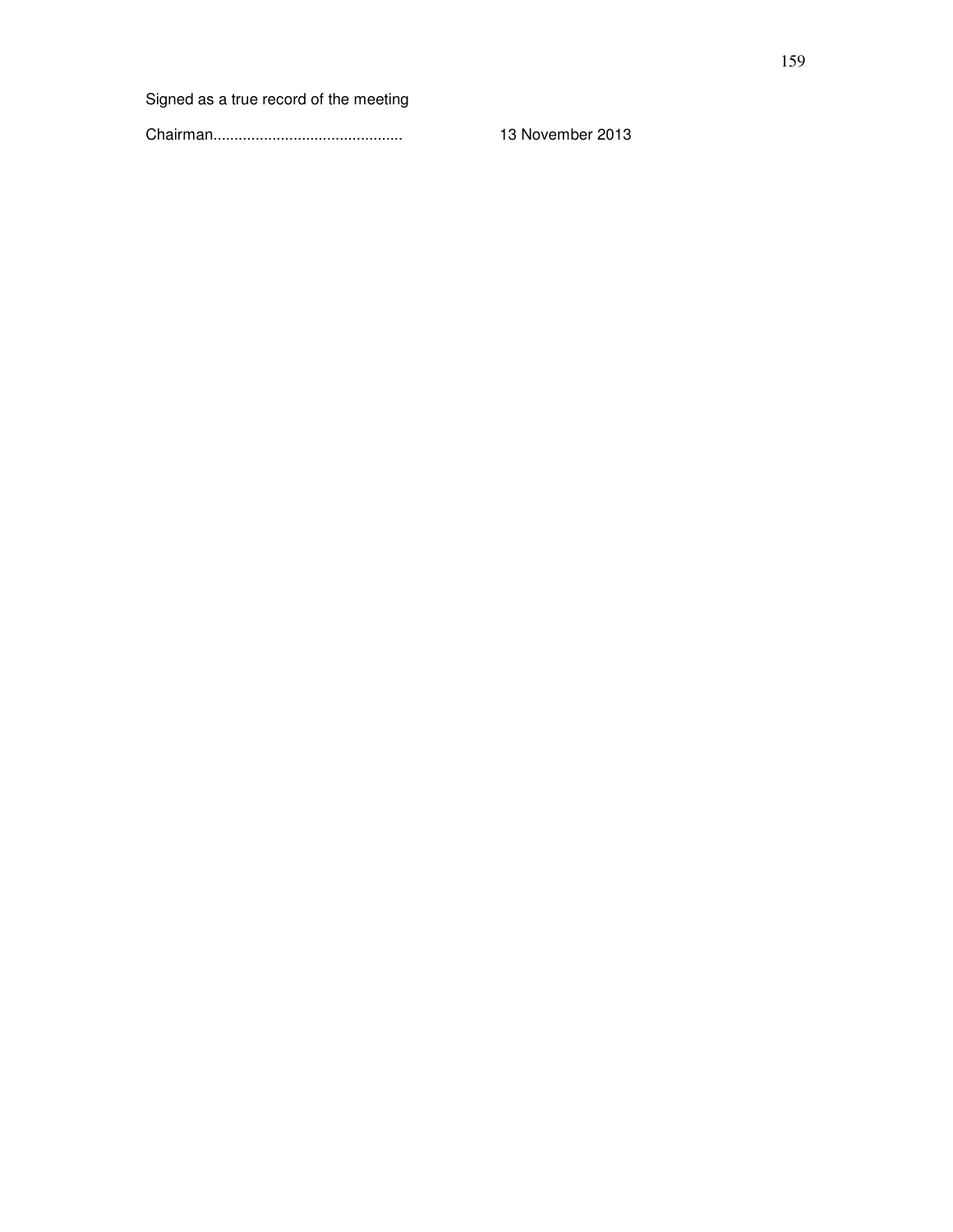Signed as a true record of the meeting

Chairman.............................................                    13 November 2013